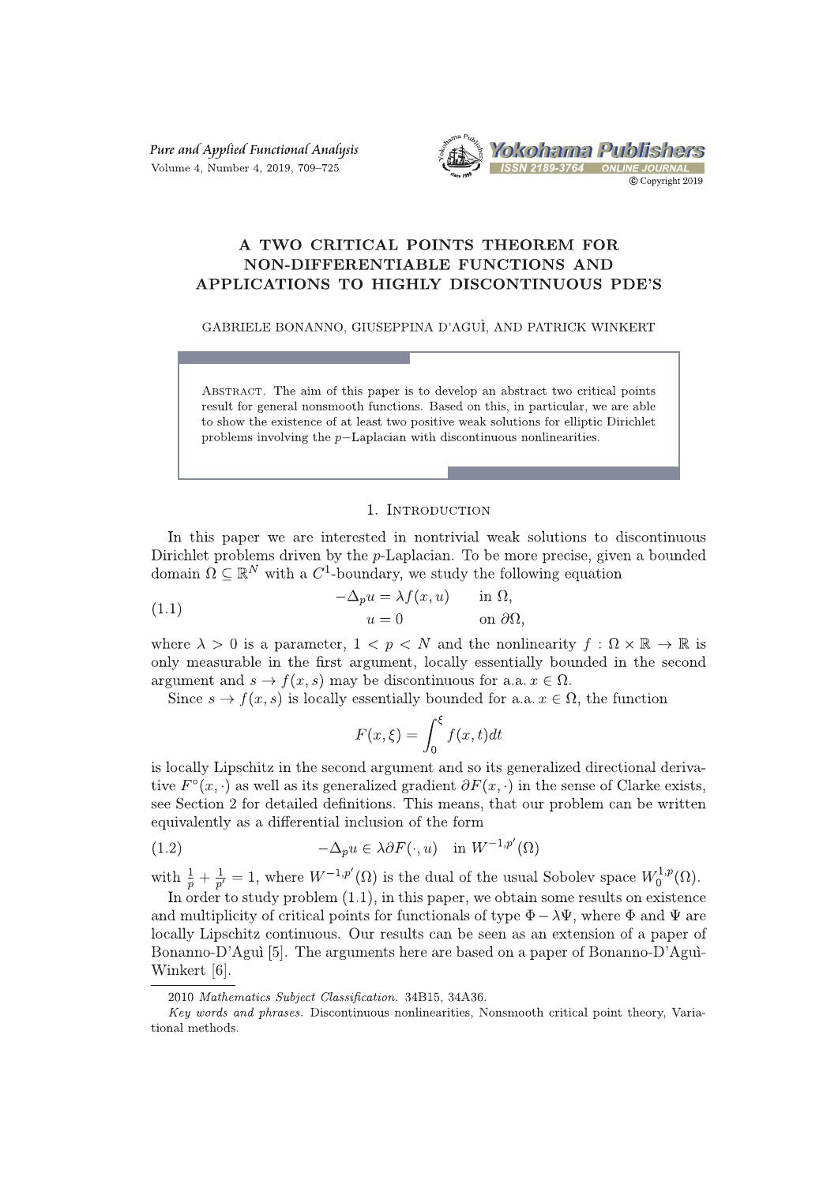# A TWO CRITICAL POINTS THEOREM FOR NON-DIFFERENTIABLE FUNCTIONS AND APPLICATIONS TO HIGHLY DISCONTINUOUS PDE'S

GABRIELE BONANNO, GIUSEPPINA D'AGUÌ, AND PATRICK WINKERT

Abstract. The aim of this paper is to develop an abstract two critical points result for general nonsmooth functions. Based on this, in particular, we are able to show the existence of at least two positive weak solutions for elliptic Dirichlet problems involving the $p$−Laplacian with discontinuous nonlinearities.

## 1. Introduction

In this paper we are interested in nontrivial weak solutions to discontinuous Dirichlet problems driven by the $p$-Laplacian. To be more precise, given a bounded domain $\Omega \subseteq \mathbb{R}^N$ with a $C^1$-boundary, we study the following equation

$$
\begin{aligned}
-\Delta_p u &= \lambda f(x,u) \qquad \text{in } \Omega, \\
u &= 0 \qquad\qquad\quad \text{on } \partial\Omega,
\end{aligned}
\tag{1.1}
$$

where $\lambda > 0$ is a parameter, $1 < p < N$ and the nonlinearity $f : \Omega \times \mathbb{R} \to \mathbb{R}$ is only measurable in the first argument, locally essentially bounded in the second argument and $s \to f(x,s)$ may be discontinuous for a.a. $x \in \Omega$.

Since $s \to f(x,s)$ is locally essentially bounded for a.a. $x \in \Omega$, the function

$$
F(x,\xi) = \int_0^\xi f(x,t)dt
$$

is locally Lipschitz in the second argument and so its generalized directional derivative $F^\circ(x,\cdot)$ as well as its generalized gradient $\partial F(x,\cdot)$ in the sense of Clarke exists, see Section 2 for detailed definitions. This means, that our problem can be written equivalently as a differential inclusion of the form

$$
-\Delta_p u \in \lambda \partial F(\cdot,u) \quad \text{in } W^{-1,p'}(\Omega)
\tag{1.2}
$$

with $\frac{1}{p} + \frac{1}{p'} = 1$, where $W^{-1,p'}(\Omega)$ is the dual of the usual Sobolev space $W_0^{1,p}(\Omega)$.

In order to study problem (1.1), in this paper, we obtain some results on existence and multiplicity of critical points for functionals of type $\Phi - \lambda\Psi$, where $\Phi$ and $\Psi$ are locally Lipschitz continuous. Our results can be seen as an extension of a paper of Bonanno-D'Aguì [5]. The arguments here are based on a paper of Bonanno-D'Aguì-Winkert [6].

2010 *Mathematics Subject Classification.* 34B15, 34A36.

*Key words and phrases.* Discontinuous nonlinearities, Nonsmooth critical point theory, Variational methods.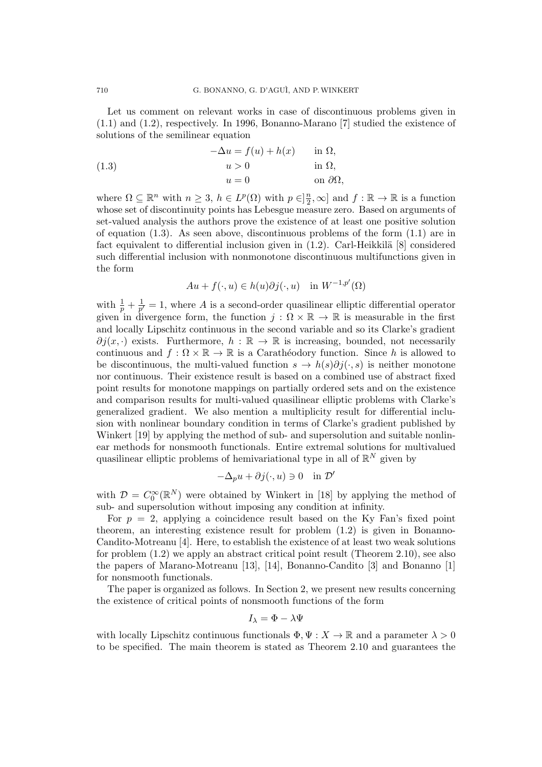Let us comment on relevant works in case of discontinuous problems given in (1.1) and (1.2), respectively. In 1996, Bonanno-Marano [7] studied the existence of solutions of the semilinear equation

$$
\begin{aligned}
-\Delta u &= f(u) + h(x) \qquad && \text{in } \Omega, \\
u &> 0 && \text{in } \Omega, \\
u &= 0 && \text{on } \partial\Omega,
\end{aligned}
\tag{1.3}
$$

where $\Omega \subseteq \mathbb{R}^n$ with $n \geq 3$, $h \in L^p(\Omega)$ with $p \in ]\frac{n}{2}, \infty]$ and $f : \mathbb{R} \to \mathbb{R}$ is a function whose set of discontinuity points has Lebesgue measure zero. Based on arguments of set-valued analysis the authors prove the existence of at least one positive solution of equation (1.3). As seen above, discontinuous problems of the form (1.1) are in fact equivalent to differential inclusion given in (1.2). Carl-Heikkilä [8] considered such differential inclusion with nonmonotone discontinuous multifunctions given in the form

$$
Au + f(\cdot, u) \in h(u)\partial j(\cdot, u) \quad \text{in } W^{-1,p'}(\Omega)
$$

with $\frac{1}{p} + \frac{1}{p'} = 1$, where $A$ is a second-order quasilinear elliptic differential operator given in divergence form, the function $j : \Omega \times \mathbb{R} \to \mathbb{R}$ is measurable in the first and locally Lipschitz continuous in the second variable and so its Clarke's gradient $\partial j(x, \cdot)$ exists. Furthermore, $h : \mathbb{R} \to \mathbb{R}$ is increasing, bounded, not necessarily continuous and $f : \Omega \times \mathbb{R} \to \mathbb{R}$ is a Carathéodory function. Since $h$ is allowed to be discontinuous, the multi-valued function $s \to h(s)\partial j(\cdot, s)$ is neither monotone nor continuous. Their existence result is based on a combined use of abstract fixed point results for monotone mappings on partially ordered sets and on the existence and comparison results for multi-valued quasilinear elliptic problems with Clarke's generalized gradient. We also mention a multiplicity result for differential inclusion with nonlinear boundary condition in terms of Clarke's gradient published by Winkert [19] by applying the method of sub- and supersolution and suitable nonlinear methods for nonsmooth functionals. Entire extremal solutions for multivalued quasilinear elliptic problems of hemivariational type in all of $\mathbb{R}^N$ given by

$$
-\Delta_p u + \partial j(\cdot, u) \ni 0 \quad \text{in } \mathcal{D}'
$$

with $\mathcal{D} = C_0^\infty(\mathbb{R}^N)$ were obtained by Winkert in [18] by applying the method of sub- and supersolution without imposing any condition at infinity.

For $p = 2$, applying a coincidence result based on the Ky Fan's fixed point theorem, an interesting existence result for problem (1.2) is given in Bonanno-Candito-Motreanu [4]. Here, to establish the existence of at least two weak solutions for problem (1.2) we apply an abstract critical point result (Theorem 2.10), see also the papers of Marano-Motreanu [13], [14], Bonanno-Candito [3] and Bonanno [1] for nonsmooth functionals.

The paper is organized as follows. In Section 2, we present new results concerning the existence of critical points of nonsmooth functions of the form

$$
I_\lambda = \Phi - \lambda\Psi
$$

with locally Lipschitz continuous functionals $\Phi, \Psi : X \to \mathbb{R}$ and a parameter $\lambda > 0$ to be specified. The main theorem is stated as Theorem 2.10 and guarantees the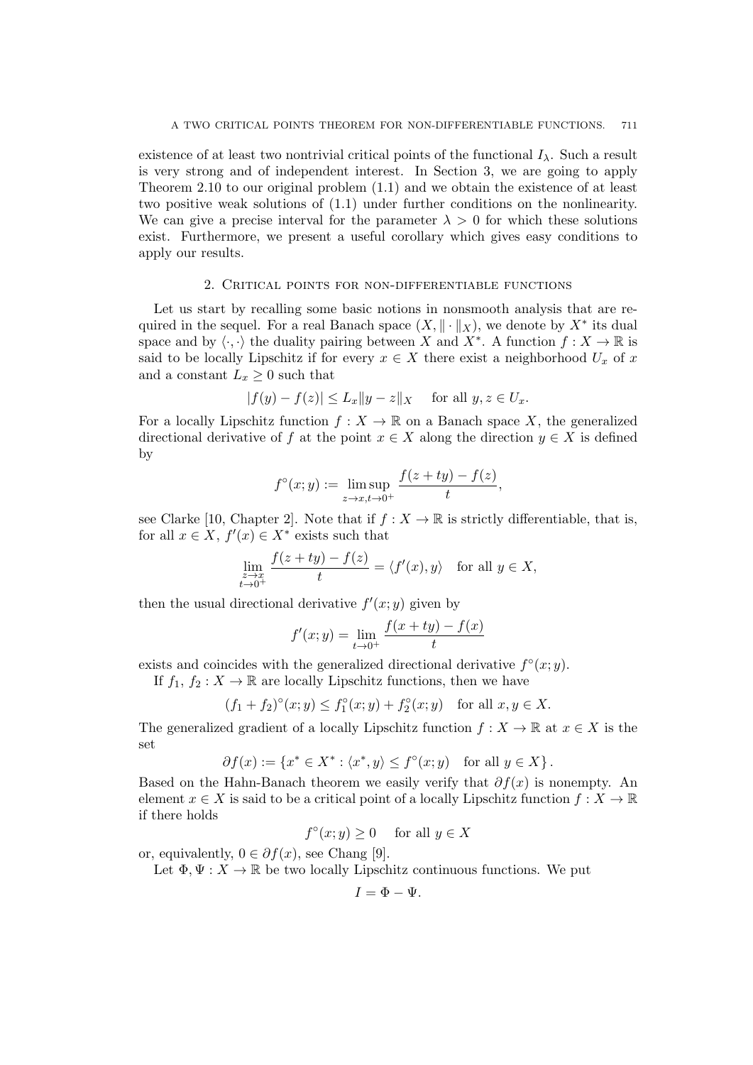existence of at least two nontrivial critical points of the functional $I_\lambda$. Such a result is very strong and of independent interest. In Section 3, we are going to apply Theorem 2.10 to our original problem (1.1) and we obtain the existence of at least two positive weak solutions of (1.1) under further conditions on the nonlinearity. We can give a precise interval for the parameter $\lambda > 0$ for which these solutions exist. Furthermore, we present a useful corollary which gives easy conditions to apply our results.

## 2. Critical points for non-differentiable functions

Let us start by recalling some basic notions in nonsmooth analysis that are required in the sequel. For a real Banach space $(X, \|\cdot\|_X)$, we denote by $X^*$ its dual space and by $\langle \cdot, \cdot \rangle$ the duality pairing between $X$ and $X^*$. A function $f : X \to \mathbb{R}$ is said to be locally Lipschitz if for every $x \in X$ there exist a neighborhood $U_x$ of $x$ and a constant $L_x \geq 0$ such that

$$|f(y) - f(z)| \leq L_x \|y - z\|_X \quad \text{for all } y, z \in U_x.$$

For a locally Lipschitz function $f : X \to \mathbb{R}$ on a Banach space $X$, the generalized directional derivative of $f$ at the point $x \in X$ along the direction $y \in X$ is defined by

$$f^\circ(x; y) := \limsup_{z \to x, t \to 0^+} \frac{f(z + ty) - f(z)}{t},$$

see Clarke [10, Chapter 2]. Note that if $f : X \to \mathbb{R}$ is strictly differentiable, that is, for all $x \in X$, $f'(x) \in X^*$ exists such that

$$\lim_{\substack{z \to x \\ t \to 0^+}} \frac{f(z + ty) - f(z)}{t} = \langle f'(x), y \rangle \quad \text{for all } y \in X,$$

then the usual directional derivative $f'(x; y)$ given by

$$f'(x; y) = \lim_{t \to 0^+} \frac{f(x + ty) - f(x)}{t}$$

exists and coincides with the generalized directional derivative $f^\circ(x; y)$.

If $f_1$, $f_2 : X \to \mathbb{R}$ are locally Lipschitz functions, then we have

$$(f_1 + f_2)^\circ(x; y) \leq f_1^\circ(x; y) + f_2^\circ(x; y) \quad \text{for all } x, y \in X.$$

The generalized gradient of a locally Lipschitz function $f : X \to \mathbb{R}$ at $x \in X$ is the set

$$\partial f(x) := \{x^* \in X^* : \langle x^*, y \rangle \leq f^\circ(x; y) \quad \text{for all } y \in X\}.$$

Based on the Hahn-Banach theorem we easily verify that $\partial f(x)$ is nonempty. An element $x \in X$ is said to be a critical point of a locally Lipschitz function $f : X \to \mathbb{R}$ if there holds

$$f^\circ(x; y) \geq 0 \quad \text{for all } y \in X$$

or, equivalently, $0 \in \partial f(x)$, see Chang [9].

Let $\Phi, \Psi : X \to \mathbb{R}$ be two locally Lipschitz continuous functions. We put

$$I = \Phi - \Psi.$$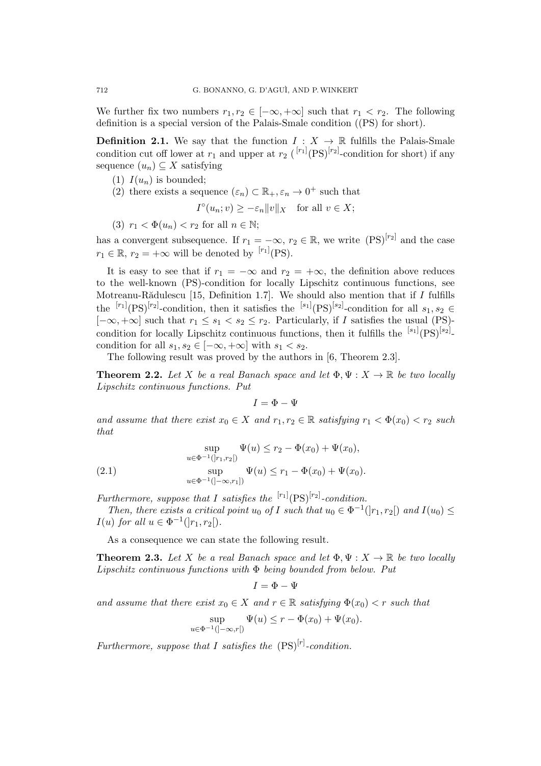We further fix two numbers $r_1, r_2 \in [-\infty, +\infty]$ such that $r_1 < r_2$. The following definition is a special version of the Palais-Smale condition ((PS) for short).

**Definition 2.1.** We say that the function $I : X \to \mathbb{R}$ fulfills the Palais-Smale condition cut off lower at $r_1$ and upper at $r_2$ ( ${}^{[r_1]}(\mathrm{PS})^{[r_2]}$-condition for short) if any sequence $(u_n) \subseteq X$ satisfying

(1) $I(u_n)$ is bounded;

(2) there exists a sequence $(\varepsilon_n) \subset \mathbb{R}_+, \varepsilon_n \to 0^+$ such that

$$I^\circ(u_n; v) \geq -\varepsilon_n \|v\|_X \quad \text{for all } v \in X;$$

(3) $r_1 < \Phi(u_n) < r_2$ for all $n \in \mathbb{N}$;

has a convergent subsequence. If $r_1 = -\infty$, $r_2 \in \mathbb{R}$, we write $(\mathrm{PS})^{[r_2]}$ and the case $r_1 \in \mathbb{R}$, $r_2 = +\infty$ will be denoted by ${}^{[r_1]}(\mathrm{PS})$.

It is easy to see that if $r_1 = -\infty$ and $r_2 = +\infty$, the definition above reduces to the well-known (PS)-condition for locally Lipschitz continuous functions, see Motreanu-Rădulescu [15, Definition 1.7]. We should also mention that if $I$ fulfills the ${}^{[r_1]}(\mathrm{PS})^{[r_2]}$-condition, then it satisfies the ${}^{[s_1]}(\mathrm{PS})^{[s_2]}$-condition for all $s_1, s_2 \in [-\infty, +\infty]$ such that $r_1 \leq s_1 < s_2 \leq r_2$. Particularly, if $I$ satisfies the usual (PS)-condition for locally Lipschitz continuous functions, then it fulfills the ${}^{[s_1]}(\mathrm{PS})^{[s_2]}$-condition for all $s_1, s_2 \in [-\infty, +\infty]$ with $s_1 < s_2$.

The following result was proved by the authors in [6, Theorem 2.3].

**Theorem 2.2.** *Let $X$ be a real Banach space and let $\Phi, \Psi : X \to \mathbb{R}$ be two locally Lipschitz continuous functions. Put*

$$I = \Phi - \Psi$$

*and assume that there exist $x_0 \in X$ and $r_1, r_2 \in \mathbb{R}$ satisfying $r_1 < \Phi(x_0) < r_2$ such that*

$$\sup_{u \in \Phi^{-1}(]r_1, r_2[)} \Psi(u) \leq r_2 - \Phi(x_0) + \Psi(x_0),$$
$$\sup_{u \in \Phi^{-1}(]-\infty, r_1])} \Psi(u) \leq r_1 - \Phi(x_0) + \Psi(x_0). \tag{2.1}$$

*Furthermore, suppose that $I$ satisfies the ${}^{[r_1]}(\mathrm{PS})^{[r_2]}$-condition.*

*Then, there exists a critical point $u_0$ of $I$ such that $u_0 \in \Phi^{-1}(]r_1, r_2[)$ and $I(u_0) \leq I(u)$ for all $u \in \Phi^{-1}(]r_1, r_2[)$.*

As a consequence we can state the following result.

**Theorem 2.3.** *Let $X$ be a real Banach space and let $\Phi, \Psi : X \to \mathbb{R}$ be two locally Lipschitz continuous functions with $\Phi$ being bounded from below. Put*

$$I = \Phi - \Psi$$

*and assume that there exist $x_0 \in X$ and $r \in \mathbb{R}$ satisfying $\Phi(x_0) < r$ such that*

$$\sup_{u \in \Phi^{-1}(]-\infty, r[)} \Psi(u) \leq r - \Phi(x_0) + \Psi(x_0).$$

*Furthermore, suppose that $I$ satisfies the $(\mathrm{PS})^{[r]}$-condition.*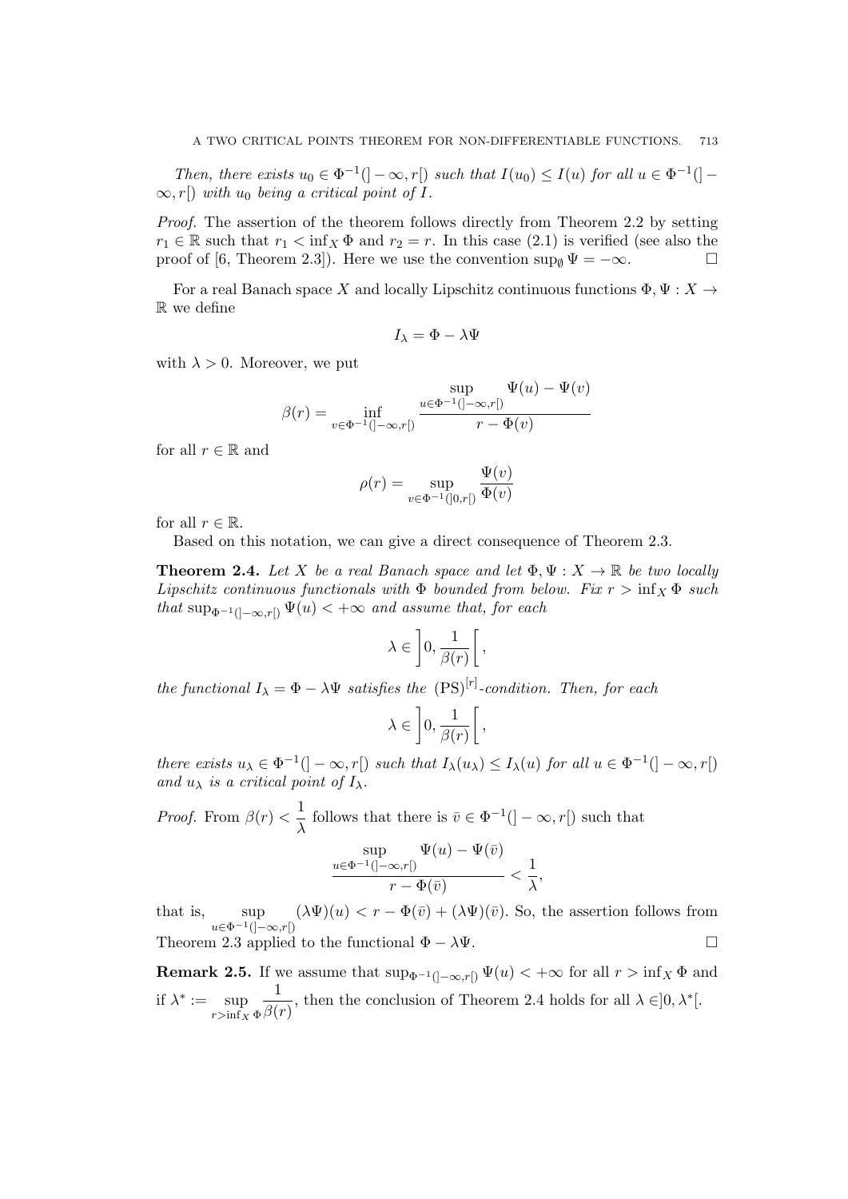*Then, there exists $u_0 \in \Phi^{-1}(]-\infty, r[)$ such that $I(u_0) \leq I(u)$ for all $u \in \Phi^{-1}(]-\infty, r[)$ with $u_0$ being a critical point of $I$.*

*Proof.* The assertion of the theorem follows directly from Theorem 2.2 by setting $r_1 \in \mathbb{R}$ such that $r_1 < \inf_X \Phi$ and $r_2 = r$. In this case (2.1) is verified (see also the proof of [6, Theorem 2.3]). Here we use the convention $\sup_\emptyset \Psi = -\infty$. $\square$

For a real Banach space $X$ and locally Lipschitz continuous functions $\Phi, \Psi : X \to \mathbb{R}$ we define

$$I_\lambda = \Phi - \lambda \Psi$$

with $\lambda > 0$. Moreover, we put

$$\beta(r) = \inf_{v \in \Phi^{-1}(]-\infty, r[)} \frac{\sup\limits_{u \in \Phi^{-1}(]-\infty, r[)} \Psi(u) - \Psi(v)}{r - \Phi(v)}$$

for all $r \in \mathbb{R}$ and

$$\rho(r) = \sup_{v \in \Phi^{-1}(]0, r[)} \frac{\Psi(v)}{\Phi(v)}$$

for all $r \in \mathbb{R}$.

Based on this notation, we can give a direct consequence of Theorem 2.3.

**Theorem 2.4.** *Let $X$ be a real Banach space and let $\Phi, \Psi : X \to \mathbb{R}$ be two locally Lipschitz continuous functionals with $\Phi$ bounded from below. Fix $r > \inf_X \Phi$ such that $\sup_{\Phi^{-1}(]-\infty, r[)} \Psi(u) < +\infty$ and assume that, for each*

$$\lambda \in \left]0, \frac{1}{\beta(r)}\right[,$$

*the functional $I_\lambda = \Phi - \lambda \Psi$ satisfies the $(\mathrm{PS})^{[r]}$-condition. Then, for each*

$$\lambda \in \left]0, \frac{1}{\beta(r)}\right[,$$

*there exists $u_\lambda \in \Phi^{-1}(]-\infty, r[)$ such that $I_\lambda(u_\lambda) \leq I_\lambda(u)$ for all $u \in \Phi^{-1}(]-\infty, r[)$ and $u_\lambda$ is a critical point of $I_\lambda$.*

*Proof.* From $\beta(r) < \dfrac{1}{\lambda}$ follows that there is $\bar{v} \in \Phi^{-1}(]-\infty, r[)$ such that

$$\frac{\sup\limits_{u \in \Phi^{-1}(]-\infty, r[)} \Psi(u) - \Psi(\bar{v})}{r - \Phi(\bar{v})} < \frac{1}{\lambda},$$

that is, $\sup\limits_{u \in \Phi^{-1}(]-\infty, r[)} (\lambda \Psi)(u) < r - \Phi(\bar{v}) + (\lambda \Psi)(\bar{v})$. So, the assertion follows from Theorem 2.3 applied to the functional $\Phi - \lambda \Psi$. $\square$

**Remark 2.5.** If we assume that $\sup_{\Phi^{-1}(]-\infty, r[)} \Psi(u) < +\infty$ for all $r > \inf_X \Phi$ and if $\lambda^* := \sup\limits_{r > \inf_X \Phi} \dfrac{1}{\beta(r)}$, then the conclusion of Theorem 2.4 holds for all $\lambda \in ]0, \lambda^*[$.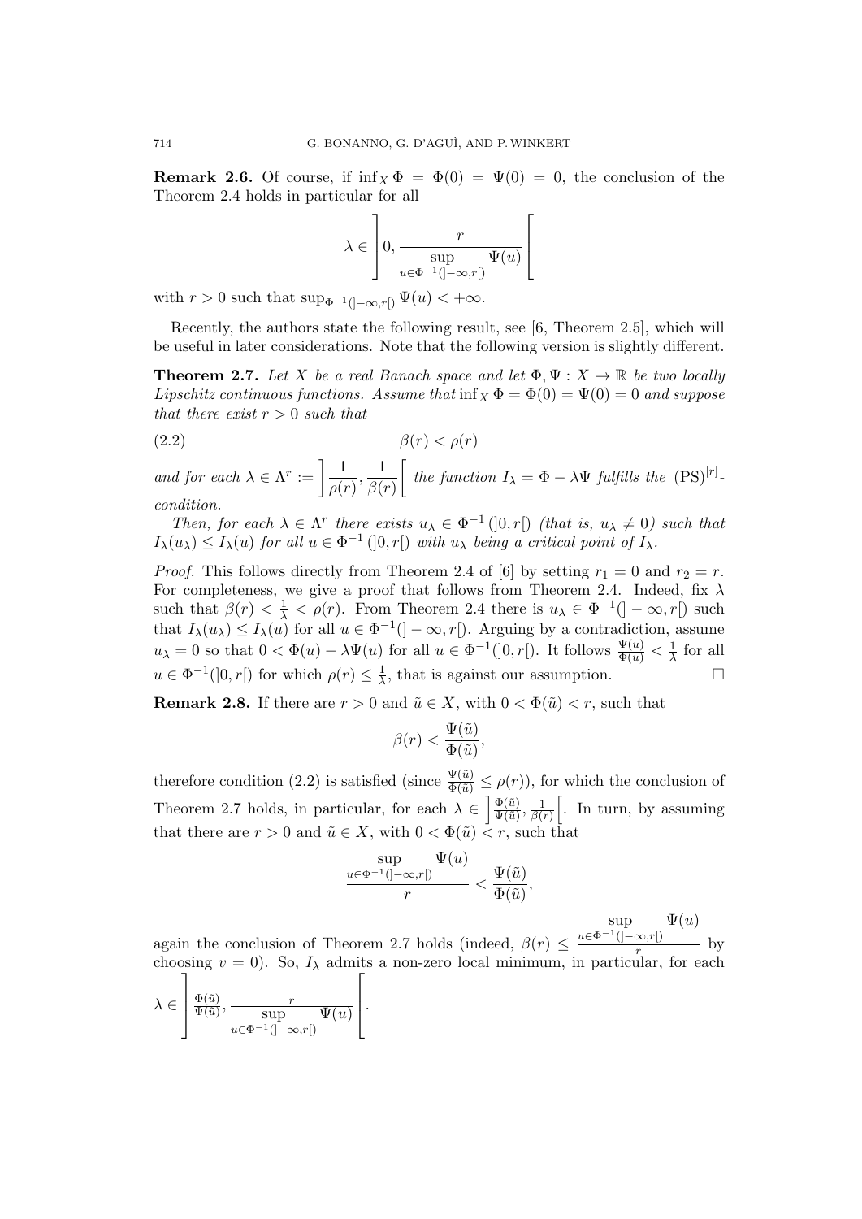**Remark 2.6.** Of course, if $\inf_X \Phi = \Phi(0) = \Psi(0) = 0$, the conclusion of the Theorem 2.4 holds in particular for all

$$\lambda \in \left]0, \frac{r}{\sup\limits_{u \in \Phi^{-1}(]-\infty, r[)} \Psi(u)}\right[$$

with $r > 0$ such that $\sup_{\Phi^{-1}(]-\infty,r[)} \Psi(u) < +\infty$.

Recently, the authors state the following result, see [6, Theorem 2.5], which will be useful in later considerations. Note that the following version is slightly different.

**Theorem 2.7.** *Let $X$ be a real Banach space and let $\Phi, \Psi : X \to \mathbb{R}$ be two locally Lipschitz continuous functions. Assume that* $\inf_X \Phi = \Phi(0) = \Psi(0) = 0$ *and suppose that there exist $r > 0$ such that*

$$\beta(r) < \rho(r) \tag{2.2}$$

*and for each* $\lambda \in \Lambda^r := \left] \dfrac{1}{\rho(r)}, \dfrac{1}{\beta(r)} \right[$ *the function $I_\lambda = \Phi - \lambda \Psi$ fulfills the* $(\mathrm{PS})^{[r]}$*-condition.*

*Then, for each $\lambda \in \Lambda^r$ there exists $u_\lambda \in \Phi^{-1}(]0, r[)$ (that is, $u_\lambda \neq 0$) such that $I_\lambda(u_\lambda) \leq I_\lambda(u)$ for all $u \in \Phi^{-1}(]0, r[)$ with $u_\lambda$ being a critical point of $I_\lambda$.*

*Proof.* This follows directly from Theorem 2.4 of [6] by setting $r_1 = 0$ and $r_2 = r$. For completeness, we give a proof that follows from Theorem 2.4. Indeed, fix $\lambda$ such that $\beta(r) < \frac{1}{\lambda} < \rho(r)$. From Theorem 2.4 there is $u_\lambda \in \Phi^{-1}(]-\infty, r[)$ such that $I_\lambda(u_\lambda) \leq I_\lambda(u)$ for all $u \in \Phi^{-1}(]-\infty, r[)$. Arguing by a contradiction, assume $u_\lambda = 0$ so that $0 < \Phi(u) - \lambda \Psi(u)$ for all $u \in \Phi^{-1}(]0, r[)$. It follows $\frac{\Psi(u)}{\Phi(u)} < \frac{1}{\lambda}$ for all $u \in \Phi^{-1}(]0, r[)$ for which $\rho(r) \leq \frac{1}{\lambda}$, that is against our assumption. $\square$

**Remark 2.8.** If there are $r > 0$ and $\tilde{u} \in X$, with $0 < \Phi(\tilde{u}) < r$, such that

$$\beta(r) < \frac{\Psi(\tilde{u})}{\Phi(\tilde{u})},$$

therefore condition (2.2) is satisfied (since $\frac{\Psi(\tilde{u})}{\Phi(\tilde{u})} \leq \rho(r)$), for which the conclusion of Theorem 2.7 holds, in particular, for each $\lambda \in \left] \frac{\Phi(\tilde{u})}{\Psi(\tilde{u})}, \frac{1}{\beta(r)} \right[$. In turn, by assuming that there are $r > 0$ and $\tilde{u} \in X$, with $0 < \Phi(\tilde{u}) < r$, such that

$$\frac{\sup\limits_{u \in \Phi^{-1}(]-\infty, r[)} \Psi(u)}{r} < \frac{\Psi(\tilde{u})}{\Phi(\tilde{u})},$$

again the conclusion of Theorem 2.7 holds (indeed, $\beta(r) \leq \frac{\sup\limits_{u \in \Phi^{-1}(]-\infty, r[)} \Psi(u)}{r}$ by choosing $v = 0$). So, $I_\lambda$ admits a non-zero local minimum, in particular, for each

$$\lambda \in \left] \frac{\Phi(\tilde{u})}{\Psi(\tilde{u})}, \frac{r}{\sup\limits_{u \in \Phi^{-1}(]-\infty, r[)} \Psi(u)} \right[.$$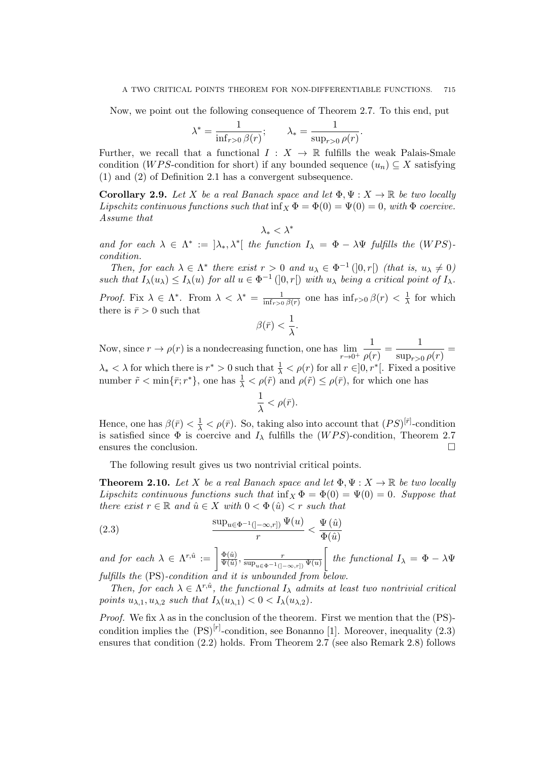Now, we point out the following consequence of Theorem 2.7. To this end, put

$$\lambda^* = \frac{1}{\inf_{r>0}\beta(r)}; \qquad \lambda_* = \frac{1}{\sup_{r>0}\rho(r)}.$$

Further, we recall that a functional $I : X \to \mathbb{R}$ fulfills the weak Palais-Smale condition ($WPS$-condition for short) if any bounded sequence $(u_n) \subseteq X$ satisfying (1) and (2) of Definition 2.1 has a convergent subsequence.

**Corollary 2.9.** *Let $X$ be a real Banach space and let $\Phi, \Psi : X \to \mathbb{R}$ be two locally Lipschitz continuous functions such that $\inf_X \Phi = \Phi(0) = \Psi(0) = 0$, with $\Phi$ coercive. Assume that*

$$\lambda_* < \lambda^*$$

*and for each $\lambda \in \Lambda^* := ]\lambda_*, \lambda^*[$ the function $I_\lambda = \Phi - \lambda\Psi$ fulfills the $(WPS)$-condition.*

*Then, for each $\lambda \in \Lambda^*$ there exist $r > 0$ and $u_\lambda \in \Phi^{-1}(]0, r[)$ (that is, $u_\lambda \neq 0$) such that $I_\lambda(u_\lambda) \leq I_\lambda(u)$ for all $u \in \Phi^{-1}(]0, r[)$ with $u_\lambda$ being a critical point of $I_\lambda$.*

*Proof.* Fix $\lambda \in \Lambda^*$. From $\lambda < \lambda^* = \frac{1}{\inf_{r>0}\beta(r)}$ one has $\inf_{r>0}\beta(r) < \frac{1}{\lambda}$ for which there is $\bar{r} > 0$ such that

$$\beta(\bar{r}) < \frac{1}{\lambda}.$$

Now, since $r \to \rho(r)$ is a nondecreasing function, one has $\lim_{r\to 0^+} \frac{1}{\rho(r)} = \frac{1}{\sup_{r>0}\rho(r)} = \lambda_* < \lambda$ for which there is $r^* > 0$ such that $\frac{1}{\lambda} < \rho(r)$ for all $r \in ]0, r^*[$. Fixed a positive number $\tilde{r} < \min\{\bar{r}; r^*\}$, one has $\frac{1}{\lambda} < \rho(\tilde{r})$ and $\rho(\tilde{r}) \leq \rho(\bar{r})$, for which one has

$$\frac{1}{\lambda} < \rho(\bar{r}).$$

Hence, one has $\beta(\bar{r}) < \frac{1}{\lambda} < \rho(\bar{r})$. So, taking also into account that $(PS)^{[\bar{r}]}$-condition is satisfied since $\Phi$ is coercive and $I_\lambda$ fulfills the $(WPS)$-condition, Theorem 2.7 ensures the conclusion. $\square$

The following result gives us two nontrivial critical points.

**Theorem 2.10.** *Let $X$ be a real Banach space and let $\Phi, \Psi : X \to \mathbb{R}$ be two locally Lipschitz continuous functions such that $\inf_X \Phi = \Phi(0) = \Psi(0) = 0$. Suppose that there exist $r \in \mathbb{R}$ and $\hat{u} \in X$ with $0 < \Phi(\hat{u}) < r$ such that*

$$\frac{\sup_{u\in\Phi^{-1}(]-\infty,r])}\Psi(u)}{r} < \frac{\Psi(\hat{u})}{\Phi(\hat{u})} \tag{2.3}$$

*and for each $\lambda \in \Lambda^{r,\hat{u}} := \left]\frac{\Phi(\hat{u})}{\Psi(\hat{u})}, \frac{r}{\sup_{u\in\Phi^{-1}(]-\infty,r])}\Psi(u)}\right[$ the functional $I_\lambda = \Phi - \lambda\Psi$ fulfills the* (PS)*-condition and it is unbounded from below.*

*Then, for each $\lambda \in \Lambda^{r,\hat{u}}$, the functional $I_\lambda$ admits at least two nontrivial critical points $u_{\lambda,1}, u_{\lambda,2}$ such that $I_\lambda(u_{\lambda,1}) < 0 < I_\lambda(u_{\lambda,2})$.*

*Proof.* We fix $\lambda$ as in the conclusion of the theorem. First we mention that the (PS)-condition implies the $(\mathrm{PS})^{[r]}$-condition, see Bonanno [1]. Moreover, inequality (2.3) ensures that condition (2.2) holds. From Theorem 2.7 (see also Remark 2.8) follows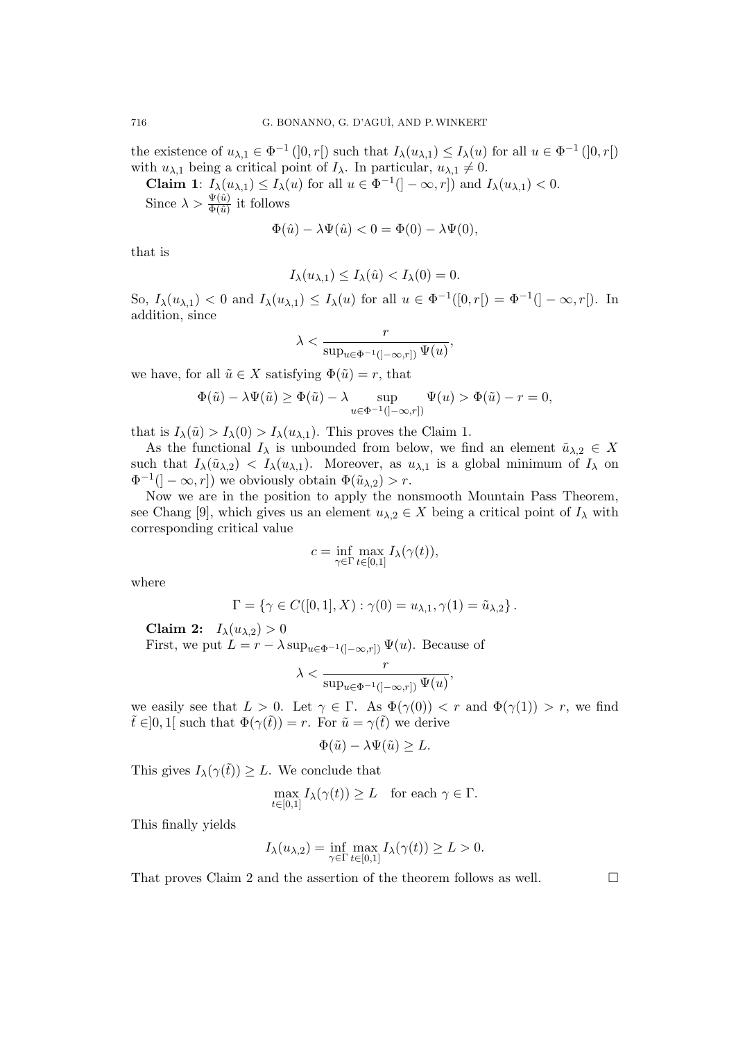the existence of $u_{\lambda,1} \in \Phi^{-1}(]0,r[)$ such that $I_\lambda(u_{\lambda,1}) \le I_\lambda(u)$ for all $u \in \Phi^{-1}(]0,r[)$ with $u_{\lambda,1}$ being a critical point of $I_\lambda$. In particular, $u_{\lambda,1} \neq 0$.

**Claim 1**: $I_\lambda(u_{\lambda,1}) \le I_\lambda(u)$ for all $u \in \Phi^{-1}(]-\infty,r])$ and $I_\lambda(u_{\lambda,1}) < 0$.

Since $\lambda > \frac{\Psi(\hat{u})}{\Phi(\hat{u})}$ it follows

$$\Phi(\hat{u}) - \lambda\Psi(\hat{u}) < 0 = \Phi(0) - \lambda\Psi(0),$$

that is

$$I_\lambda(u_{\lambda,1}) \le I_\lambda(\hat{u}) < I_\lambda(0) = 0.$$

So, $I_\lambda(u_{\lambda,1}) < 0$ and $I_\lambda(u_{\lambda,1}) \le I_\lambda(u)$ for all $u \in \Phi^{-1}([0,r[) = \Phi^{-1}(]-\infty,r[)$. In addition, since

$$\lambda < \frac{r}{\sup_{u\in\Phi^{-1}(]-\infty,r])}\Psi(u)},$$

we have, for all $\tilde{u} \in X$ satisfying $\Phi(\tilde{u}) = r$, that

$$\Phi(\tilde{u}) - \lambda\Psi(\tilde{u}) \ge \Phi(\tilde{u}) - \lambda \sup_{u\in\Phi^{-1}(]-\infty,r])}\Psi(u) > \Phi(\tilde{u}) - r = 0,$$

that is $I_\lambda(\tilde{u}) > I_\lambda(0) > I_\lambda(u_{\lambda,1})$. This proves the Claim 1.

As the functional $I_\lambda$ is unbounded from below, we find an element $\tilde{u}_{\lambda,2} \in X$ such that $I_\lambda(\tilde{u}_{\lambda,2}) < I_\lambda(u_{\lambda,1})$. Moreover, as $u_{\lambda,1}$ is a global minimum of $I_\lambda$ on $\Phi^{-1}(]-\infty,r])$ we obviously obtain $\Phi(\tilde{u}_{\lambda,2}) > r$.

Now we are in the position to apply the nonsmooth Mountain Pass Theorem, see Chang [9], which gives us an element $u_{\lambda,2} \in X$ being a critical point of $I_\lambda$ with corresponding critical value

$$c = \inf_{\gamma\in\Gamma}\max_{t\in[0,1]} I_\lambda(\gamma(t)),$$

where

$$\Gamma = \left\{\gamma \in C([0,1],X) : \gamma(0) = u_{\lambda,1}, \gamma(1) = \tilde{u}_{\lambda,2}\right\}.$$

**Claim 2:** $I_\lambda(u_{\lambda,2}) > 0$

First, we put $L = r - \lambda \sup_{u\in\Phi^{-1}(]-\infty,r])}\Psi(u)$. Because of

$$\lambda < \frac{r}{\sup_{u\in\Phi^{-1}(]-\infty,r])}\Psi(u)},$$

we easily see that $L > 0$. Let $\gamma \in \Gamma$. As $\Phi(\gamma(0)) < r$ and $\Phi(\gamma(1)) > r$, we find $\tilde{t} \in ]0,1[$ such that $\Phi(\gamma(\tilde{t})) = r$. For $\tilde{u} = \gamma(\tilde{t})$ we derive

$$\Phi(\tilde{u}) - \lambda\Psi(\tilde{u}) \ge L.$$

This gives $I_\lambda(\gamma(\tilde{t})) \ge L$. We conclude that

$$\max_{t\in[0,1]} I_\lambda(\gamma(t)) \ge L \quad \text{for each } \gamma \in \Gamma.$$

This finally yields

$$I_\lambda(u_{\lambda,2}) = \inf_{\gamma\in\Gamma}\max_{t\in[0,1]} I_\lambda(\gamma(t)) \ge L > 0.$$

That proves Claim 2 and the assertion of the theorem follows as well. □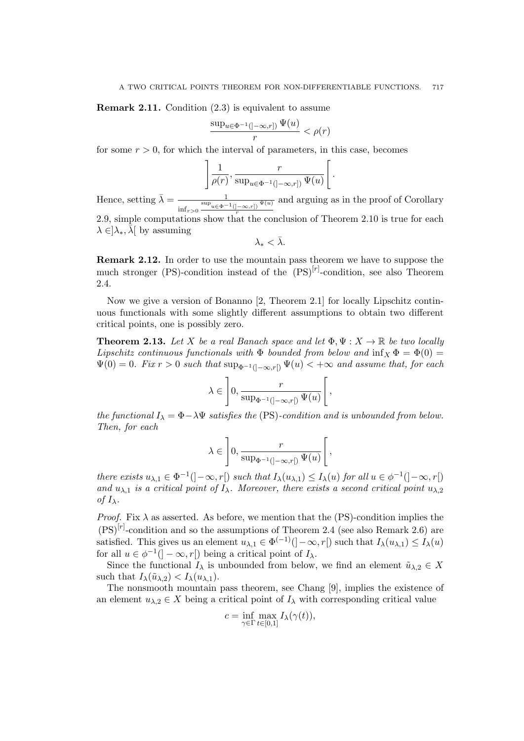**Remark 2.11.** Condition (2.3) is equivalent to assume

$$\frac{\sup_{u\in\Phi^{-1}(]-\infty,r])}\Psi(u)}{r} < \rho(r)$$

for some $r > 0$, for which the interval of parameters, in this case, becomes

$$\left]\frac{1}{\rho(r)}, \frac{r}{\sup_{u\in\Phi^{-1}(]-\infty,r])}\Psi(u)}\right[.$$

Hence, setting $\bar{\lambda} = \frac{1}{\inf_{r>0}\frac{\sup_{u\in\Phi^{-1}(]-\infty,r])}\Psi(u)}{r}}$ and arguing as in the proof of Corollary 2.9, simple computations show that the conclusion of Theorem 2.10 is true for each $\lambda \in ]\lambda_*, \bar{\lambda}[$ by assuming

$$\lambda_* < \bar{\lambda}.$$

**Remark 2.12.** In order to use the mountain pass theorem we have to suppose the much stronger (PS)-condition instead of the $(\mathrm{PS})^{[r]}$-condition, see also Theorem 2.4.

Now we give a version of Bonanno [2, Theorem 2.1] for locally Lipschitz continuous functionals with some slightly different assumptions to obtain two different critical points, one is possibly zero.

**Theorem 2.13.** *Let $X$ be a real Banach space and let $\Phi, \Psi : X \to \mathbb{R}$ be two locally Lipschitz continuous functionals with $\Phi$ bounded from below and $\inf_X \Phi = \Phi(0) = \Psi(0) = 0$. Fix $r > 0$ such that $\sup_{\Phi^{-1}(]-\infty,r[)}\Psi(u) < +\infty$ and assume that, for each*

$$\lambda \in \left]0, \frac{r}{\sup_{\Phi^{-1}(]-\infty,r[)}\Psi(u)}\right[,$$

*the functional $I_\lambda = \Phi - \lambda\Psi$ satisfies the* (PS)*-condition and is unbounded from below. Then, for each*

$$\lambda \in \left]0, \frac{r}{\sup_{\Phi^{-1}(]-\infty,r[)}\Psi(u)}\right[,$$

*there exists $u_{\lambda,1} \in \Phi^{-1}(]-\infty, r[)$ such that $I_\lambda(u_{\lambda,1}) \leq I_\lambda(u)$ for all $u \in \phi^{-1}(]-\infty, r[)$ and $u_{\lambda,1}$ is a critical point of $I_\lambda$. Moreover, there exists a second critical point $u_{\lambda,2}$ of $I_\lambda$.*

*Proof.* Fix $\lambda$ as asserted. As before, we mention that the (PS)-condition implies the $(\mathrm{PS})^{[r]}$-condition and so the assumptions of Theorem 2.4 (see also Remark 2.6) are satisfied. This gives us an element $u_{\lambda,1} \in \Phi^{(-1)}(]-\infty, r[)$ such that $I_\lambda(u_{\lambda,1}) \leq I_\lambda(u)$ for all $u \in \phi^{-1}(]-\infty, r[)$ being a critical point of $I_\lambda$.

Since the functional $I_\lambda$ is unbounded from below, we find an element $\tilde{u}_{\lambda,2} \in X$ such that $I_\lambda(\tilde{u}_{\lambda,2}) < I_\lambda(u_{\lambda,1})$.

The nonsmooth mountain pass theorem, see Chang [9], implies the existence of an element $u_{\lambda,2} \in X$ being a critical point of $I_\lambda$ with corresponding critical value

$$c = \inf_{\gamma\in\Gamma}\max_{t\in[0,1]} I_\lambda(\gamma(t)),$$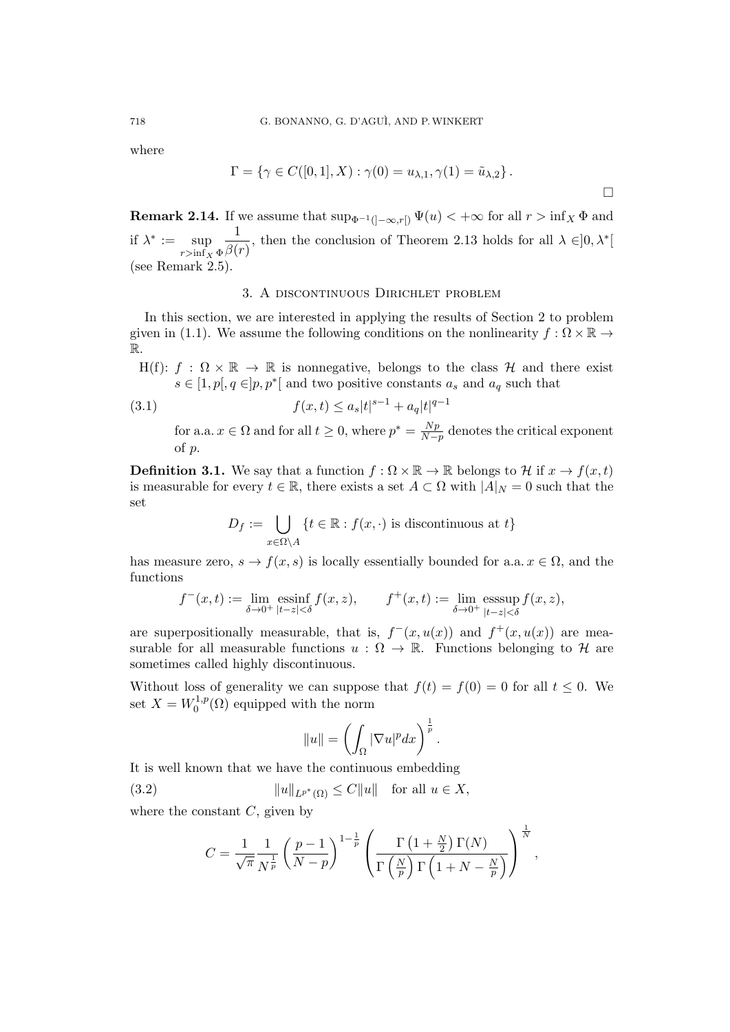where

$$\Gamma = \{\gamma \in C([0,1], X) : \gamma(0) = u_{\lambda,1}, \gamma(1) = \tilde{u}_{\lambda,2}\}.$$

□

**Remark 2.14.** If we assume that $\sup_{\Phi^{-1}(]-\infty,r[)} \Psi(u) < +\infty$ for all $r > \inf_X \Phi$ and if $\lambda^* := \sup_{r>\inf_X \Phi} \dfrac{1}{\beta(r)}$, then the conclusion of Theorem 2.13 holds for all $\lambda \in ]0, \lambda^*[$ (see Remark 2.5).

## 3. A discontinuous Dirichlet problem

In this section, we are interested in applying the results of Section 2 to problem given in (1.1). We assume the following conditions on the nonlinearity $f : \Omega \times \mathbb{R} \to \mathbb{R}$.

H(f): $f : \Omega \times \mathbb{R} \to \mathbb{R}$ is nonnegative, belongs to the class $\mathcal{H}$ and there exist $s \in [1, p[, q \in ]p, p^*[$ and two positive constants $a_s$ and $a_q$ such that

$$f(x,t) \le a_s|t|^{s-1} + a_q|t|^{q-1} \tag{3.1}$$

for a.a. $x \in \Omega$ and for all $t \ge 0$, where $p^* = \frac{Np}{N-p}$ denotes the critical exponent of $p$.

**Definition 3.1.** We say that a function $f : \Omega \times \mathbb{R} \to \mathbb{R}$ belongs to $\mathcal{H}$ if $x \to f(x,t)$ is measurable for every $t \in \mathbb{R}$, there exists a set $A \subset \Omega$ with $|A|_N = 0$ such that the set

$$D_f := \bigcup_{x \in \Omega \setminus A} \{t \in \mathbb{R} : f(x,\cdot) \text{ is discontinuous at } t\}$$

has measure zero, $s \to f(x,s)$ is locally essentially bounded for a.a. $x \in \Omega$, and the functions

$$f^-(x,t) := \lim_{\delta \to 0^+} \operatorname*{essinf}_{|t-z|<\delta} f(x,z), \qquad f^+(x,t) := \lim_{\delta \to 0^+} \operatorname*{esssup}_{|t-z|<\delta} f(x,z),$$

are superpositionally measurable, that is, $f^-(x,u(x))$ and $f^+(x,u(x))$ are measurable for all measurable functions $u : \Omega \to \mathbb{R}$. Functions belonging to $\mathcal{H}$ are sometimes called highly discontinuous.

Without loss of generality we can suppose that $f(t) = f(0) = 0$ for all $t \le 0$. We set $X = W_0^{1,p}(\Omega)$ equipped with the norm

$$\|u\| = \left( \int_\Omega |\nabla u|^p dx \right)^{\frac{1}{p}}.$$

It is well known that we have the continuous embedding

$$\|u\|_{L^{p^*}(\Omega)} \le C\|u\| \quad \text{for all } u \in X, \tag{3.2}$$

where the constant $C$, given by

$$C = \frac{1}{\sqrt{\pi}} \frac{1}{N^{\frac{1}{p}}} \left( \frac{p-1}{N-p} \right)^{1-\frac{1}{p}} \left( \frac{\Gamma\left(1+\frac{N}{2}\right)\Gamma(N)}{\Gamma\left(\frac{N}{p}\right)\Gamma\left(1+N-\frac{N}{p}\right)} \right)^{\frac{1}{N}},$$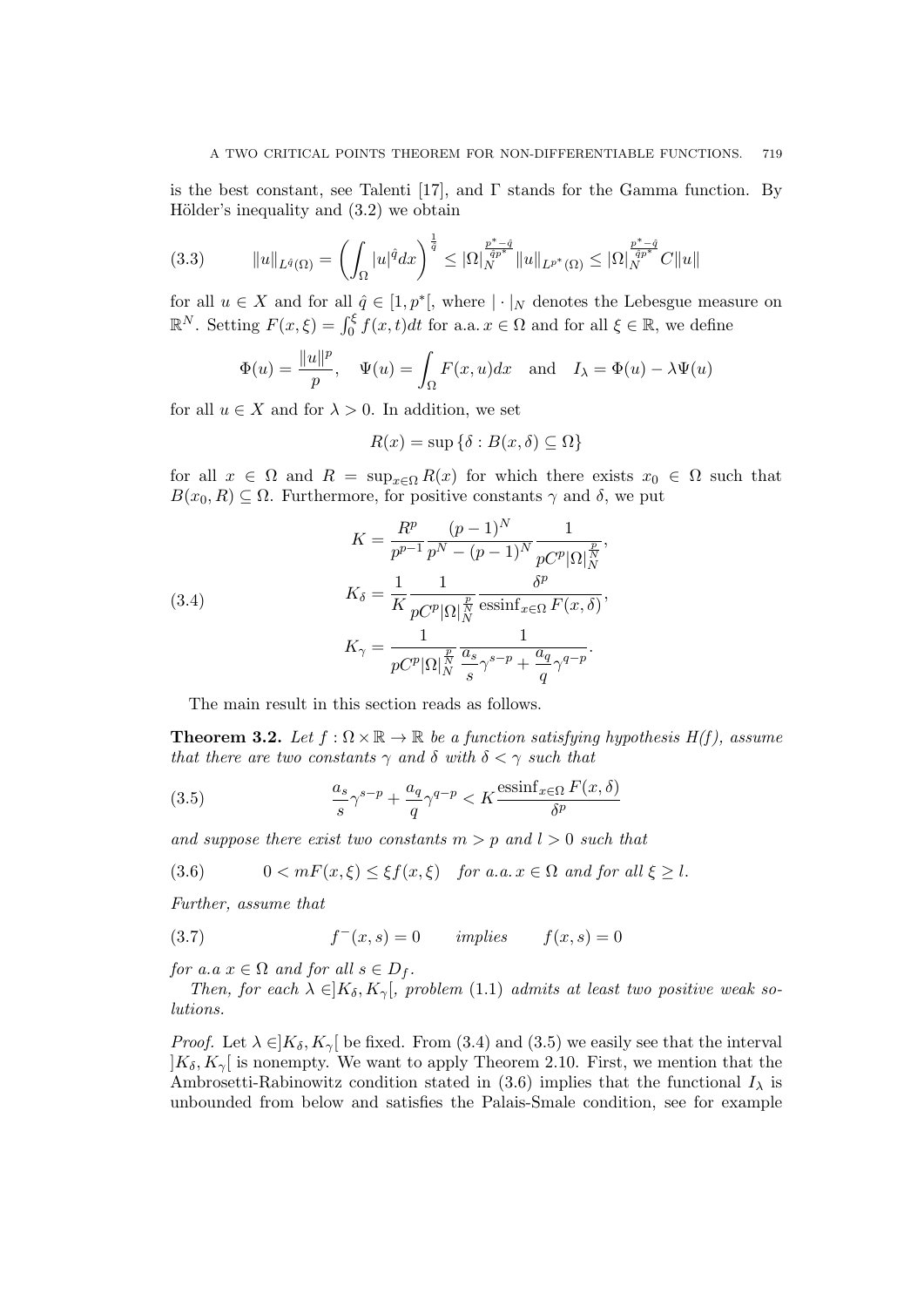is the best constant, see Talenti [17], and $\Gamma$ stands for the Gamma function. By Hölder's inequality and (3.2) we obtain

$$\|u\|_{L^{\hat{q}}(\Omega)} = \left(\int_\Omega |u|^{\hat{q}} dx\right)^{\frac{1}{\hat{q}}} \leq |\Omega|_N^{\frac{p^*-\hat{q}}{\hat{q}p^*}} \|u\|_{L^{p^*}(\Omega)} \leq |\Omega|_N^{\frac{p^*-\hat{q}}{\hat{q}p^*}} C\|u\| \tag{3.3}$$

for all $u \in X$ and for all $\hat{q} \in [1, p^*[$, where $|\cdot|_N$ denotes the Lebesgue measure on $\mathbb{R}^N$. Setting $F(x,\xi) = \int_0^\xi f(x,t)dt$ for a.a. $x \in \Omega$ and for all $\xi \in \mathbb{R}$, we define

$$\Phi(u) = \frac{\|u\|^p}{p}, \quad \Psi(u) = \int_\Omega F(x,u)dx \quad \text{and} \quad I_\lambda = \Phi(u) - \lambda\Psi(u)$$

for all $u \in X$ and for $\lambda > 0$. In addition, we set

$$R(x) = \sup\{\delta : B(x,\delta) \subseteq \Omega\}$$

for all $x \in \Omega$ and $R = \sup_{x\in\Omega} R(x)$ for which there exists $x_0 \in \Omega$ such that $B(x_0, R) \subseteq \Omega$. Furthermore, for positive constants $\gamma$ and $\delta$, we put

$$\begin{aligned} K &= \frac{R^p}{p^{p-1}} \frac{(p-1)^N}{p^N - (p-1)^N} \frac{1}{pC^p|\Omega|_N^{\frac{p}{N}}}, \\ K_\delta &= \frac{1}{K} \frac{1}{pC^p|\Omega|_N^{\frac{p}{N}}} \frac{\delta^p}{\operatorname{essinf}_{x\in\Omega} F(x,\delta)}, \\ K_\gamma &= \frac{1}{pC^p|\Omega|_N^{\frac{p}{N}}} \frac{1}{\frac{a_s}{s}\gamma^{s-p} + \frac{a_q}{q}\gamma^{q-p}}. \end{aligned} \tag{3.4}$$

The main result in this section reads as follows.

**Theorem 3.2.** *Let $f : \Omega \times \mathbb{R} \to \mathbb{R}$ be a function satisfying hypothesis H(f), assume that there are two constants $\gamma$ and $\delta$ with $\delta < \gamma$ such that*

$$\frac{a_s}{s}\gamma^{s-p} + \frac{a_q}{q}\gamma^{q-p} < K \frac{\operatorname{essinf}_{x\in\Omega} F(x,\delta)}{\delta^p} \tag{3.5}$$

*and suppose there exist two constants $m > p$ and $l > 0$ such that*

$$0 < mF(x,\xi) \leq \xi f(x,\xi) \quad \text{for a.a. } x \in \Omega \text{ and for all } \xi \geq l. \tag{3.6}$$

*Further, assume that*

$$f^-(x,s) = 0 \qquad \text{implies} \qquad f(x,s) = 0 \tag{3.7}$$

*for a.a $x \in \Omega$ and for all $s \in D_f$.*

*Then, for each $\lambda \in ]K_\delta, K_\gamma[$, problem* (1.1) *admits at least two positive weak solutions.*

*Proof.* Let $\lambda \in ]K_\delta, K_\gamma[$ be fixed. From (3.4) and (3.5) we easily see that the interval $]K_\delta, K_\gamma[$ is nonempty. We want to apply Theorem 2.10. First, we mention that the Ambrosetti-Rabinowitz condition stated in (3.6) implies that the functional $I_\lambda$ is unbounded from below and satisfies the Palais-Smale condition, see for example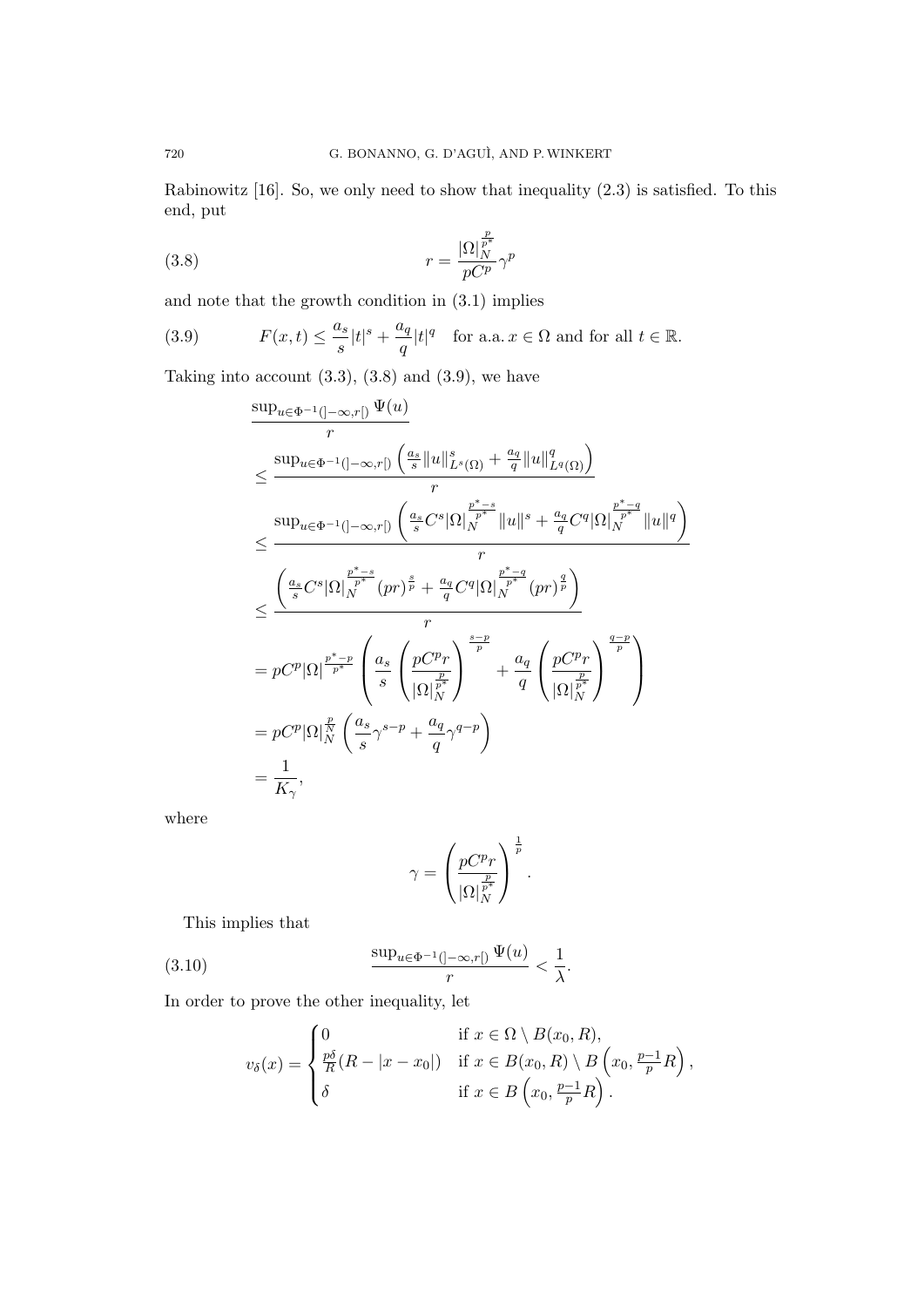Rabinowitz [16]. So, we only need to show that inequality (2.3) is satisfied. To this end, put

$$r = \frac{|\Omega|_N^{\frac{p}{p^*}}}{pC^p}\gamma^p \tag{3.8}$$

and note that the growth condition in (3.1) implies

$$F(x,t) \leq \frac{a_s}{s}|t|^s + \frac{a_q}{q}|t|^q \quad \text{for a.a. } x \in \Omega \text{ and for all } t \in \mathbb{R}. \tag{3.9}$$

Taking into account (3.3), (3.8) and (3.9), we have

$$\begin{aligned}
&\frac{\sup_{u\in\Phi^{-1}(]-\infty,r[)}\Psi(u)}{r} \\
&\leq \frac{\sup_{u\in\Phi^{-1}(]-\infty,r[)}\left(\frac{a_s}{s}\|u\|^s_{L^s(\Omega)} + \frac{a_q}{q}\|u\|^q_{L^q(\Omega)}\right)}{r} \\
&\leq \frac{\sup_{u\in\Phi^{-1}(]-\infty,r[)}\left(\frac{a_s}{s}C^s|\Omega|_N^{\frac{p^*-s}{p^*}}\|u\|^s + \frac{a_q}{q}C^q|\Omega|_N^{\frac{p^*-q}{p^*}}\|u\|^q\right)}{r} \\
&\leq \frac{\left(\frac{a_s}{s}C^s|\Omega|_N^{\frac{p^*-s}{p^*}}(pr)^{\frac{s}{p}} + \frac{a_q}{q}C^q|\Omega|_N^{\frac{p^*-q}{p^*}}(pr)^{\frac{q}{p}}\right)}{r} \\
&= pC^p|\Omega|^{\frac{p^*-p}{p^*}}\left(\frac{a_s}{s}\left(\frac{pC^pr}{|\Omega|_N^{\frac{p}{p^*}}}\right)^{\frac{s-p}{p}} + \frac{a_q}{q}\left(\frac{pC^pr}{|\Omega|_N^{\frac{p}{p^*}}}\right)^{\frac{q-p}{p}}\right) \\
&= pC^p|\Omega|_N^{\frac{p}{N}}\left(\frac{a_s}{s}\gamma^{s-p} + \frac{a_q}{q}\gamma^{q-p}\right) \\
&= \frac{1}{K_\gamma},
\end{aligned}$$

where

$$\gamma = \left(\frac{pC^pr}{|\Omega|_N^{\frac{p}{p^*}}}\right)^{\frac{1}{p}}.$$

This implies that

$$\frac{\sup_{u\in\Phi^{-1}(]-\infty,r[)}\Psi(u)}{r} < \frac{1}{\lambda}. \tag{3.10}$$

In order to prove the other inequality, let

$$v_\delta(x) = \begin{cases} 0 & \text{if } x \in \Omega \setminus B(x_0,R), \\ \frac{p\delta}{R}(R - |x-x_0|) & \text{if } x \in B(x_0,R) \setminus B\left(x_0, \frac{p-1}{p}R\right), \\ \delta & \text{if } x \in B\left(x_0, \frac{p-1}{p}R\right). \end{cases}$$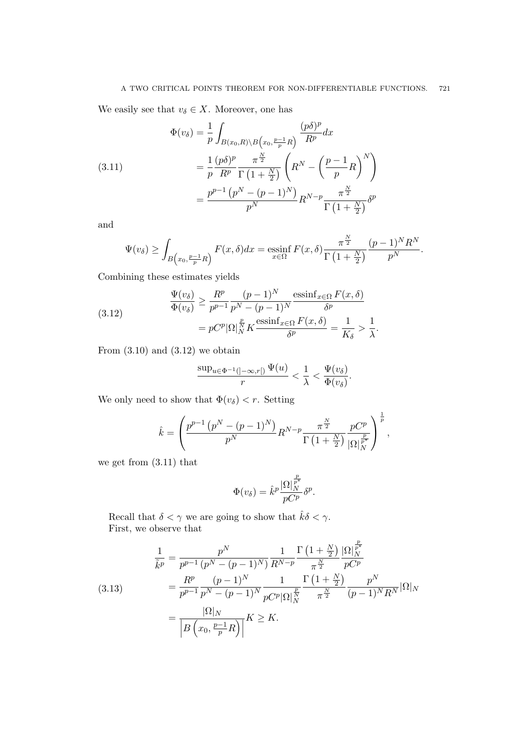We easily see that $v_\delta \in X$. Moreover, one has

$$
\begin{aligned}
\Phi(v_\delta) &= \frac{1}{p}\int_{B(x_0,R)\setminus B\left(x_0,\frac{p-1}{p}R\right)} \frac{(p\delta)^p}{R^p}dx \\
&= \frac{1}{p}\frac{(p\delta)^p}{R^p}\frac{\pi^{\frac{N}{2}}}{\Gamma\left(1+\frac{N}{2}\right)}\left(R^N - \left(\frac{p-1}{p}R\right)^N\right) \\
&= \frac{p^{p-1}\left(p^N-(p-1)^N\right)}{p^N}R^{N-p}\frac{\pi^{\frac{N}{2}}}{\Gamma\left(1+\frac{N}{2}\right)}\delta^p
\end{aligned}
\tag{3.11}
$$

and

$$
\Psi(v_\delta) \geq \int_{B\left(x_0,\frac{p-1}{p}R\right)} F(x,\delta)dx = \operatorname*{essinf}_{x\in\Omega} F(x,\delta)\frac{\pi^{\frac{N}{2}}}{\Gamma\left(1+\frac{N}{2}\right)}\frac{(p-1)^N R^N}{p^N}.
$$

Combining these estimates yields

$$
\begin{aligned}
\frac{\Psi(v_\delta)}{\Phi(v_\delta)} &\geq \frac{R^p}{p^{p-1}}\frac{(p-1)^N}{p^N-(p-1)^N}\frac{\operatorname{essinf}_{x\in\Omega} F(x,\delta)}{\delta^p} \\
&= pC^p|\Omega|_N^{\frac{p}{N}} K\frac{\operatorname{essinf}_{x\in\Omega} F(x,\delta)}{\delta^p} = \frac{1}{K_\delta} > \frac{1}{\lambda}.
\end{aligned}
\tag{3.12}
$$

From (3.10) and (3.12) we obtain

$$
\frac{\sup_{u\in\Phi^{-1}(]-\infty,r[)}\Psi(u)}{r} < \frac{1}{\lambda} < \frac{\Psi(v_\delta)}{\Phi(v_\delta)}.
$$

We only need to show that $\Phi(v_\delta) < r$. Setting

$$
\hat{k} = \left(\frac{p^{p-1}\left(p^N-(p-1)^N\right)}{p^N}R^{N-p}\frac{\pi^{\frac{N}{2}}}{\Gamma\left(1+\frac{N}{2}\right)}\frac{pC^p}{|\Omega|_N^{\frac{p}{p^*}}}\right)^{\frac{1}{p}},
$$

we get from (3.11) that

$$
\Phi(v_\delta) = \hat{k}^p\frac{|\Omega|_N^{\frac{p}{p^*}}}{pC^p}\delta^p.
$$

Recall that $\delta < \gamma$ we are going to show that $\hat{k}\delta < \gamma$.
First, we observe that

$$
\begin{aligned}
\frac{1}{\tilde{k}^p} &= \frac{p^N}{p^{p-1}\left(p^N-(p-1)^N\right)}\frac{1}{R^{N-p}}\frac{\Gamma\left(1+\frac{N}{2}\right)}{\pi^{\frac{N}{2}}}\frac{|\Omega|_N^{\frac{p}{p^*}}}{pC^p} \\
&= \frac{R^p}{p^{p-1}}\frac{(p-1)^N}{p^N-(p-1)^N}\frac{1}{pC^p|\Omega|_N^{\frac{p}{N}}}\frac{\Gamma\left(1+\frac{N}{2}\right)}{\pi^{\frac{N}{2}}}\frac{p^N}{(p-1)^N R^N}|\Omega|_N \\
&= \frac{|\Omega|_N}{\left|B\left(x_0,\frac{p-1}{p}R\right)\right|}K \geq K.
\end{aligned}
\tag{3.13}
$$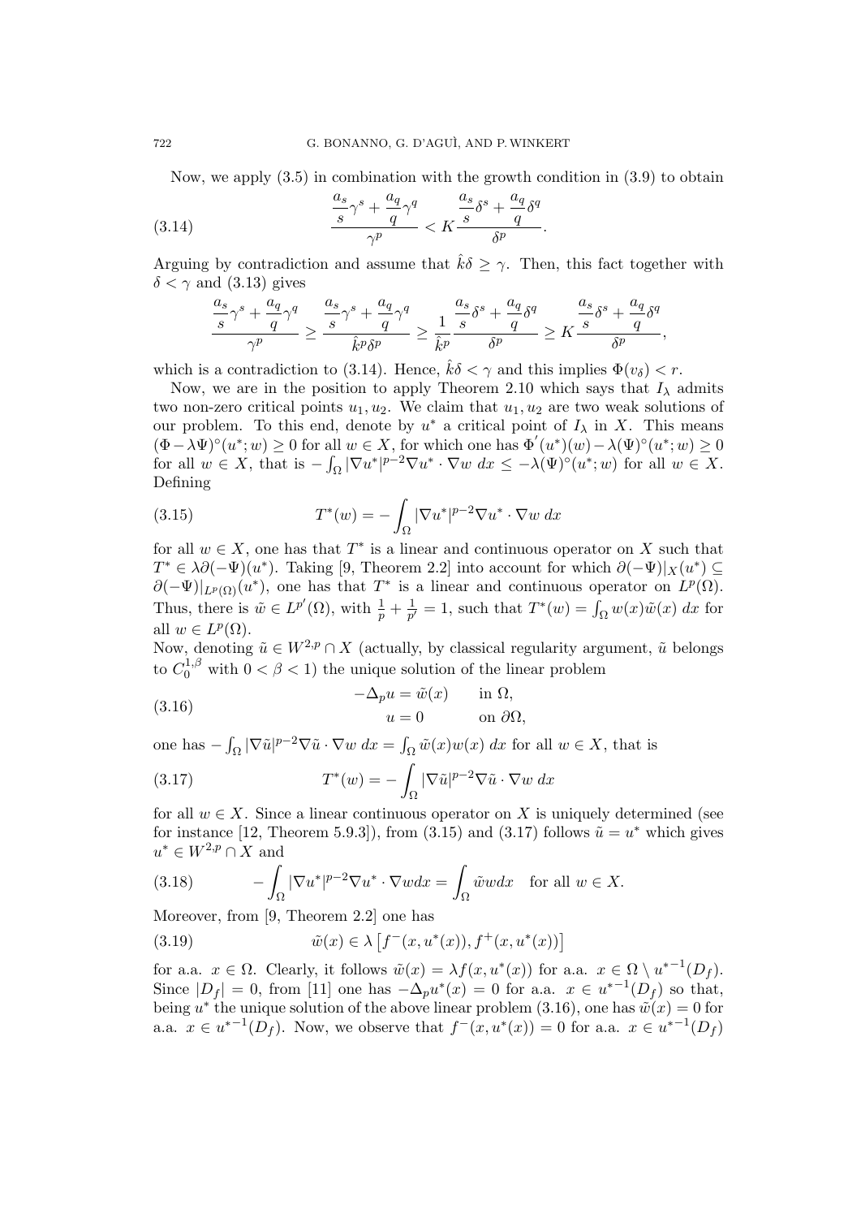Now, we apply (3.5) in combination with the growth condition in (3.9) to obtain

$$\frac{\frac{a_s}{s}\gamma^s + \frac{a_q}{q}\gamma^q}{\gamma^p} < K \frac{\frac{a_s}{s}\delta^s + \frac{a_q}{q}\delta^q}{\delta^p}. \tag{3.14}$$

Arguing by contradiction and assume that $\hat{k}\delta \geq \gamma$. Then, this fact together with $\delta < \gamma$ and (3.13) gives

$$\frac{\frac{a_s}{s}\gamma^s + \frac{a_q}{q}\gamma^q}{\gamma^p} \geq \frac{\frac{a_s}{s}\gamma^s + \frac{a_q}{q}\gamma^q}{\hat{k}^p\delta^p} \geq \frac{1}{\hat{k}^p}\frac{\frac{a_s}{s}\delta^s + \frac{a_q}{q}\delta^q}{\delta^p} \geq K\frac{\frac{a_s}{s}\delta^s + \frac{a_q}{q}\delta^q}{\delta^p},$$

which is a contradiction to (3.14). Hence, $\hat{k}\delta < \gamma$ and this implies $\Phi(v_\delta) < r$.

Now, we are in the position to apply Theorem 2.10 which says that $I_\lambda$ admits two non-zero critical points $u_1, u_2$. We claim that $u_1, u_2$ are two weak solutions of our problem. To this end, denote by $u^*$ a critical point of $I_\lambda$ in $X$. This means $(\Phi - \lambda\Psi)^\circ(u^*; w) \geq 0$ for all $w \in X$, for which one has $\Phi'(u^*)(w) - \lambda(\Psi)^\circ(u^*; w) \geq 0$ for all $w \in X$, that is $-\int_\Omega |\nabla u^*|^{p-2}\nabla u^* \cdot \nabla w \, dx \leq -\lambda(\Psi)^\circ(u^*; w)$ for all $w \in X$. Defining

$$T^*(w) = -\int_\Omega |\nabla u^*|^{p-2}\nabla u^* \cdot \nabla w \, dx \tag{3.15}$$

for all $w \in X$, one has that $T^*$ is a linear and continuous operator on $X$ such that $T^* \in \lambda\partial(-\Psi)(u^*)$. Taking [9, Theorem 2.2] into account for which $\partial(-\Psi)|_X(u^*) \subseteq \partial(-\Psi)|_{L^p(\Omega)}(u^*)$, one has that $T^*$ is a linear and continuous operator on $L^p(\Omega)$. Thus, there is $\tilde{w} \in L^{p'}(\Omega)$, with $\frac{1}{p} + \frac{1}{p'} = 1$, such that $T^*(w) = \int_\Omega w(x)\tilde{w}(x) \, dx$ for all $w \in L^p(\Omega)$.

Now, denoting $\tilde{u} \in W^{2,p} \cap X$ (actually, by classical regularity argument, $\tilde{u}$ belongs to $C_0^{1,\beta}$ with $0 < \beta < 1$) the unique solution of the linear problem

$$\begin{aligned} -\Delta_p u &= \tilde{w}(x) \qquad \text{in } \Omega, \\ u &= 0 \qquad \text{on } \partial\Omega, \end{aligned} \tag{3.16}$$

one has $-\int_\Omega |\nabla \tilde{u}|^{p-2}\nabla \tilde{u} \cdot \nabla w \, dx = \int_\Omega \tilde{w}(x)w(x) \, dx$ for all $w \in X$, that is

$$T^*(w) = -\int_\Omega |\nabla \tilde{u}|^{p-2}\nabla \tilde{u} \cdot \nabla w \, dx \tag{3.17}$$

for all $w \in X$. Since a linear continuous operator on $X$ is uniquely determined (see for instance [12, Theorem 5.9.3]), from (3.15) and (3.17) follows $\tilde{u} = u^*$ which gives $u^* \in W^{2,p} \cap X$ and

$$-\int_\Omega |\nabla u^*|^{p-2}\nabla u^* \cdot \nabla w dx = \int_\Omega \tilde{w} w dx \quad \text{for all } w \in X. \tag{3.18}$$

Moreover, from [9, Theorem 2.2] one has

$$\tilde{w}(x) \in \lambda\left[f^-(x, u^*(x)), f^+(x, u^*(x))\right] \tag{3.19}$$

for a.a. $x \in \Omega$. Clearly, it follows $\tilde{w}(x) = \lambda f(x, u^*(x))$ for a.a. $x \in \Omega \setminus {u^*}^{-1}(D_f)$. Since $|D_f| = 0$, from [11] one has $-\Delta_p u^*(x) = 0$ for a.a. $x \in {u^*}^{-1}(D_f)$ so that, being $u^*$ the unique solution of the above linear problem (3.16), one has $\tilde{w}(x) = 0$ for a.a. $x \in {u^*}^{-1}(D_f)$. Now, we observe that $f^-(x, u^*(x)) = 0$ for a.a. $x \in {u^*}^{-1}(D_f)$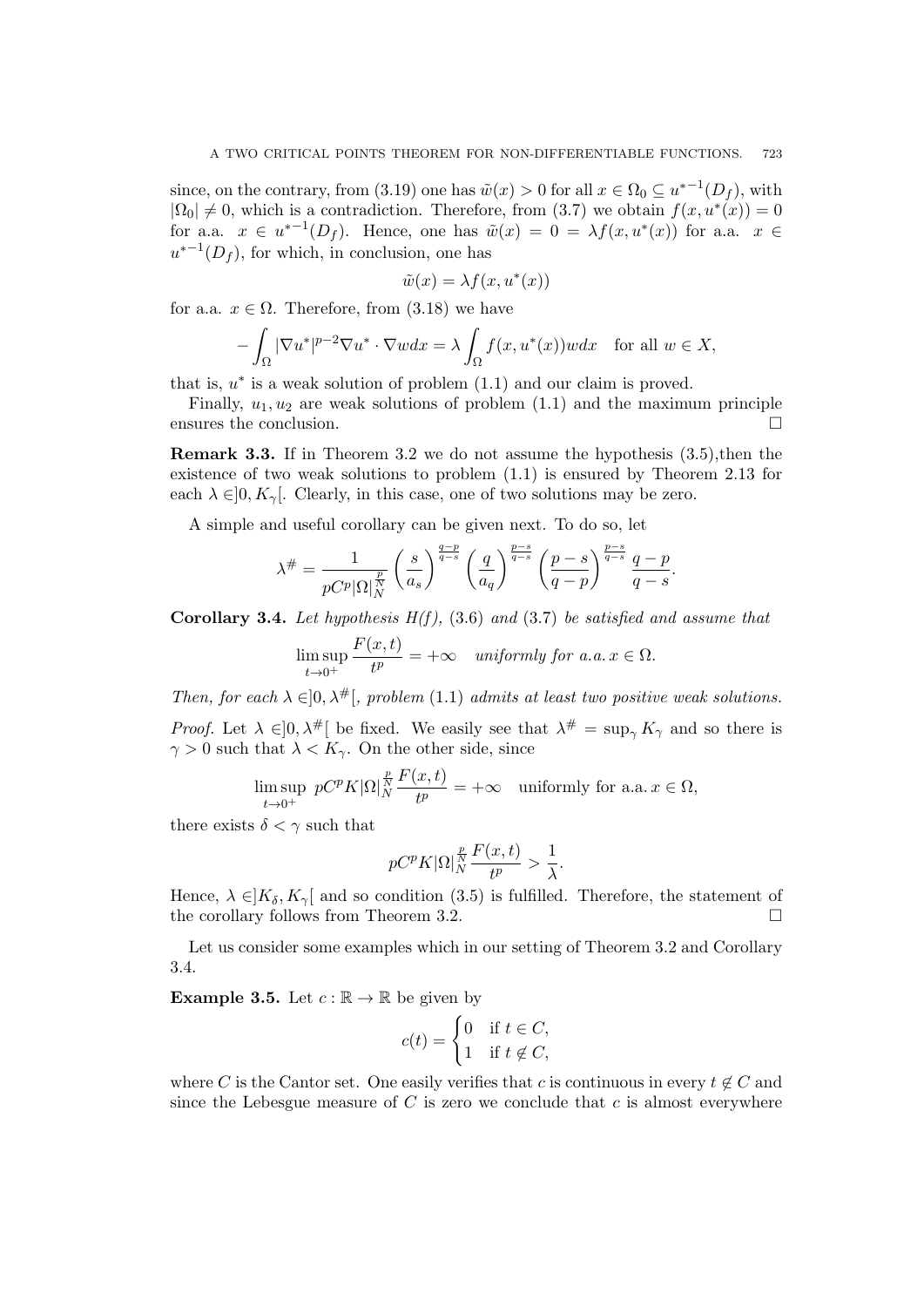since, on the contrary, from (3.19) one has $\tilde{w}(x) > 0$ for all $x \in \Omega_0 \subseteq {u^*}^{-1}(D_f)$, with $|\Omega_0| \neq 0$, which is a contradiction. Therefore, from (3.7) we obtain $f(x, u^*(x)) = 0$ for a.a. $x \in {u^*}^{-1}(D_f)$. Hence, one has $\tilde{w}(x) = 0 = \lambda f(x, u^*(x))$ for a.a. $x \in {u^*}^{-1}(D_f)$, for which, in conclusion, one has

$$\tilde{w}(x) = \lambda f(x, u^*(x))$$

for a.a. $x \in \Omega$. Therefore, from (3.18) we have

$$-\int_\Omega |\nabla u^*|^{p-2} \nabla u^* \cdot \nabla w dx = \lambda \int_\Omega f(x, u^*(x)) w dx \quad \text{for all } w \in X,$$

that is, $u^*$ is a weak solution of problem (1.1) and our claim is proved.

Finally, $u_1, u_2$ are weak solutions of problem (1.1) and the maximum principle ensures the conclusion. □

**Remark 3.3.** If in Theorem 3.2 we do not assume the hypothesis (3.5),then the existence of two weak solutions to problem (1.1) is ensured by Theorem 2.13 for each $\lambda \in ]0, K_\gamma[$. Clearly, in this case, one of two solutions may be zero.

A simple and useful corollary can be given next. To do so, let

$$\lambda^\# = \frac{1}{pC^p |\Omega|^{\frac{p}{N}}_N} \left(\frac{s}{a_s}\right)^{\frac{q-p}{q-s}} \left(\frac{q}{a_q}\right)^{\frac{p-s}{q-s}} \left(\frac{p-s}{q-p}\right)^{\frac{p-s}{q-s}} \frac{q-p}{q-s}.$$

**Corollary 3.4.** *Let hypothesis H(f), (3.6) and (3.7) be satisfied and assume that*

$$\limsup_{t \to 0^+} \frac{F(x,t)}{t^p} = +\infty \quad \text{uniformly for a.a. } x \in \Omega.$$

*Then, for each $\lambda \in ]0, \lambda^\#[$, problem (1.1) admits at least two positive weak solutions.*

*Proof.* Let $\lambda \in ]0, \lambda^\#[$ be fixed. We easily see that $\lambda^\# = \sup_\gamma K_\gamma$ and so there is $\gamma > 0$ such that $\lambda < K_\gamma$. On the other side, since

$$\limsup_{t \to 0^+} pC^p K |\Omega|^{\frac{p}{N}}_N \frac{F(x,t)}{t^p} = +\infty \quad \text{uniformly for a.a. } x \in \Omega,$$

there exists $\delta < \gamma$ such that

$$pC^p K |\Omega|^{\frac{p}{N}}_N \frac{F(x,t)}{t^p} > \frac{1}{\lambda}.$$

Hence, $\lambda \in ]K_\delta, K_\gamma[$ and so condition (3.5) is fulfilled. Therefore, the statement of the corollary follows from Theorem 3.2. □

Let us consider some examples which in our setting of Theorem 3.2 and Corollary 3.4.

**Example 3.5.** Let $c : \mathbb{R} \to \mathbb{R}$ be given by

$$c(t) = \begin{cases} 0 & \text{if } t \in C, \\ 1 & \text{if } t \notin C, \end{cases}$$

where $C$ is the Cantor set. One easily verifies that $c$ is continuous in every $t \notin C$ and since the Lebesgue measure of $C$ is zero we conclude that $c$ is almost everywhere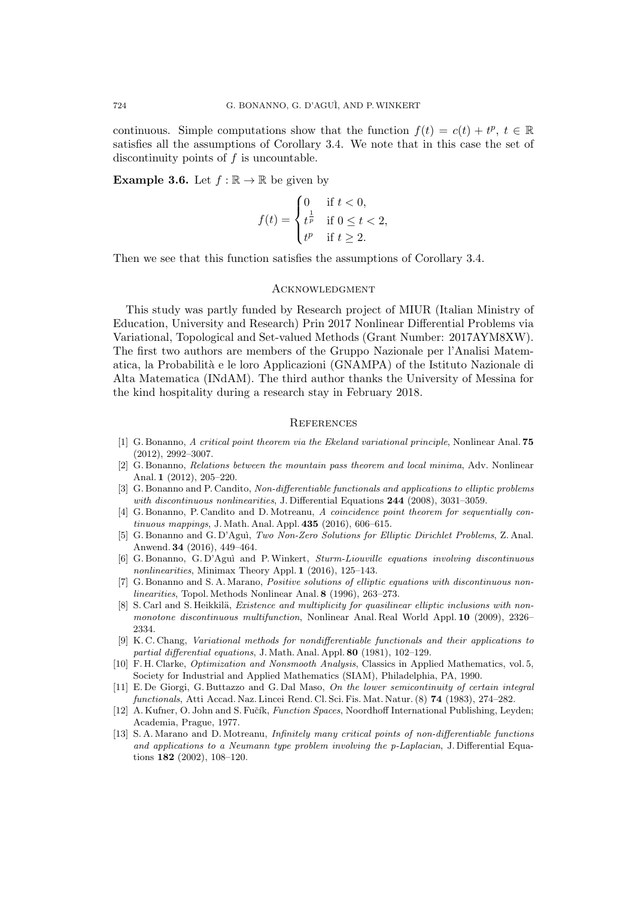continuous. Simple computations show that the function $f(t) = c(t) + t^p$, $t \in \mathbb{R}$ satisfies all the assumptions of Corollary 3.4. We note that in this case the set of discontinuity points of $f$ is uncountable.

**Example 3.6.** Let $f : \mathbb{R} \to \mathbb{R}$ be given by

$$f(t) = \begin{cases} 0 & \text{if } t < 0, \\ t^{\frac{1}{p}} & \text{if } 0 \leq t < 2, \\ t^p & \text{if } t \geq 2. \end{cases}$$

Then we see that this function satisfies the assumptions of Corollary 3.4.

## Acknowledgment

This study was partly funded by Research project of MIUR (Italian Ministry of Education, University and Research) Prin 2017 Nonlinear Differential Problems via Variational, Topological and Set-valued Methods (Grant Number: 2017AYM8XW). The first two authors are members of the Gruppo Nazionale per l'Analisi Matematica, la Probabilità e le loro Applicazioni (GNAMPA) of the Istituto Nazionale di Alta Matematica (INdAM). The third author thanks the University of Messina for the kind hospitality during a research stay in February 2018.

## References

[1] G. Bonanno, *A critical point theorem via the Ekeland variational principle*, Nonlinear Anal. **75** (2012), 2992–3007.

[2] G. Bonanno, *Relations between the mountain pass theorem and local minima*, Adv. Nonlinear Anal. **1** (2012), 205–220.

[3] G. Bonanno and P. Candito, *Non-differentiable functionals and applications to elliptic problems with discontinuous nonlinearities*, J. Differential Equations **244** (2008), 3031–3059.

[4] G. Bonanno, P. Candito and D. Motreanu, *A coincidence point theorem for sequentially continuous mappings*, J. Math. Anal. Appl. **435** (2016), 606–615.

[5] G. Bonanno and G. D'Aguì, *Two Non-Zero Solutions for Elliptic Dirichlet Problems*, Z. Anal. Anwend. **34** (2016), 449–464.

[6] G. Bonanno, G. D'Aguì and P. Winkert, *Sturm-Liouville equations involving discontinuous nonlinearities*, Minimax Theory Appl. **1** (2016), 125–143.

[7] G. Bonanno and S. A. Marano, *Positive solutions of elliptic equations with discontinuous nonlinearities*, Topol. Methods Nonlinear Anal. **8** (1996), 263–273.

[8] S. Carl and S. Heikkilä, *Existence and multiplicity for quasilinear elliptic inclusions with nonmonotone discontinuous multifunction*, Nonlinear Anal. Real World Appl. **10** (2009), 2326–2334.

[9] K. C. Chang, *Variational methods for nondifferentiable functionals and their applications to partial differential equations*, J. Math. Anal. Appl. **80** (1981), 102–129.

[10] F. H. Clarke, *Optimization and Nonsmooth Analysis*, Classics in Applied Mathematics, vol. 5, Society for Industrial and Applied Mathematics (SIAM), Philadelphia, PA, 1990.

[11] E. De Giorgi, G. Buttazzo and G. Dal Maso, *On the lower semicontinuity of certain integral functionals*, Atti Accad. Naz. Lincei Rend. Cl. Sci. Fis. Mat. Natur. (8) **74** (1983), 274–282.

[12] A. Kufner, O. John and S. Fučík, *Function Spaces*, Noordhoff International Publishing, Leyden; Academia, Prague, 1977.

[13] S. A. Marano and D. Motreanu, *Infinitely many critical points of non-differentiable functions and applications to a Neumann type problem involving the p-Laplacian*, J. Differential Equations **182** (2002), 108–120.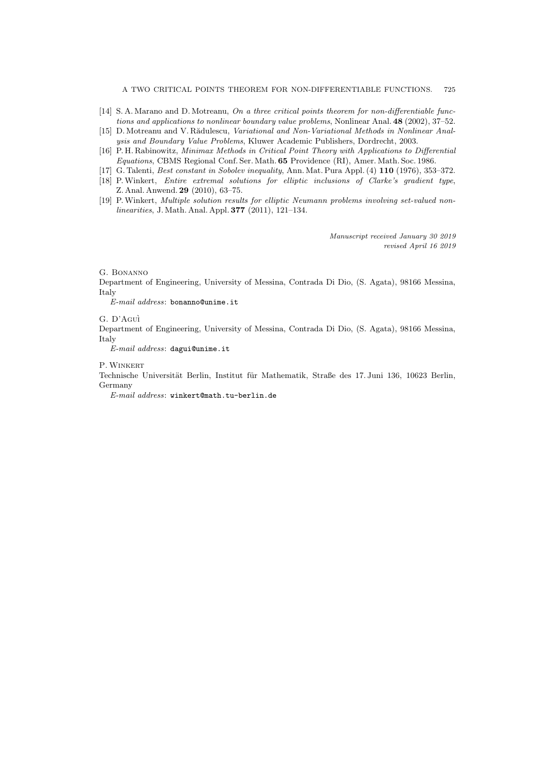[14] S. A. Marano and D. Motreanu, *On a three critical points theorem for non-differentiable functions and applications to nonlinear boundary value problems*, Nonlinear Anal. **48** (2002), 37–52.

[15] D. Motreanu and V. Rădulescu, *Variational and Non-Variational Methods in Nonlinear Analysis and Boundary Value Problems*, Kluwer Academic Publishers, Dordrecht, 2003.

[16] P. H. Rabinowitz, *Minimax Methods in Critical Point Theory with Applications to Differential Equations*, CBMS Regional Conf. Ser. Math. **65** Providence (RI), Amer. Math. Soc. 1986.

[17] G. Talenti, *Best constant in Sobolev inequality*, Ann. Mat. Pura Appl. (4) **110** (1976), 353–372.

[18] P. Winkert, *Entire extremal solutions for elliptic inclusions of Clarke's gradient type*, Z. Anal. Anwend. **29** (2010), 63–75.

[19] P. Winkert, *Multiple solution results for elliptic Neumann problems involving set-valued nonlinearities*, J. Math. Anal. Appl. **377** (2011), 121–134.

*Manuscript received January 30 2019*
*revised April 16 2019*

G. Bonanno
Department of Engineering, University of Messina, Contrada Di Dio, (S. Agata), 98166 Messina, Italy

*E-mail address*: bonanno@unime.it

G. D'Aguì
Department of Engineering, University of Messina, Contrada Di Dio, (S. Agata), 98166 Messina, Italy

*E-mail address*: dagui@unime.it

P. Winkert
Technische Universität Berlin, Institut für Mathematik, Straße des 17. Juni 136, 10623 Berlin, Germany

*E-mail address*: winkert@math.tu-berlin.de